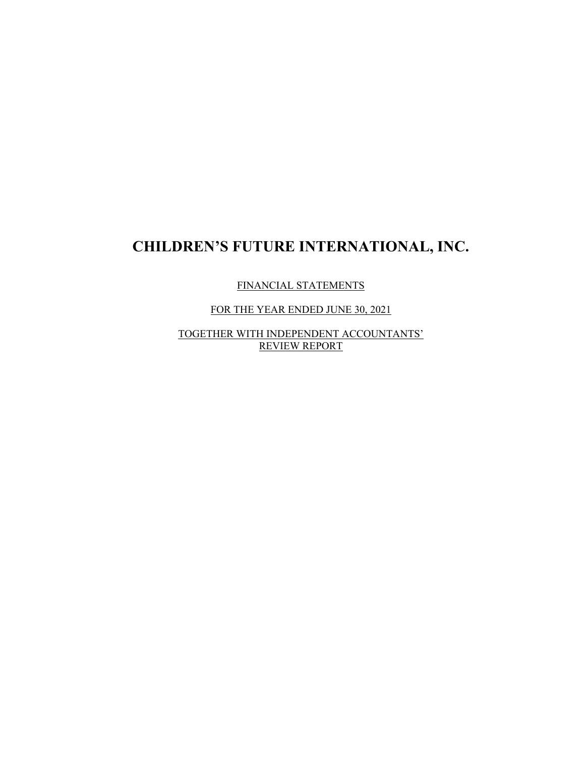# CHILDREN'S FUTURE INTERNATIONAL, INC.

FINANCIAL STATEMENTS

FOR THE YEAR ENDED JUNE 30, 2021

TOGETHER WITH INDEPENDENT ACCOUNTANTS' REVIEW REPORT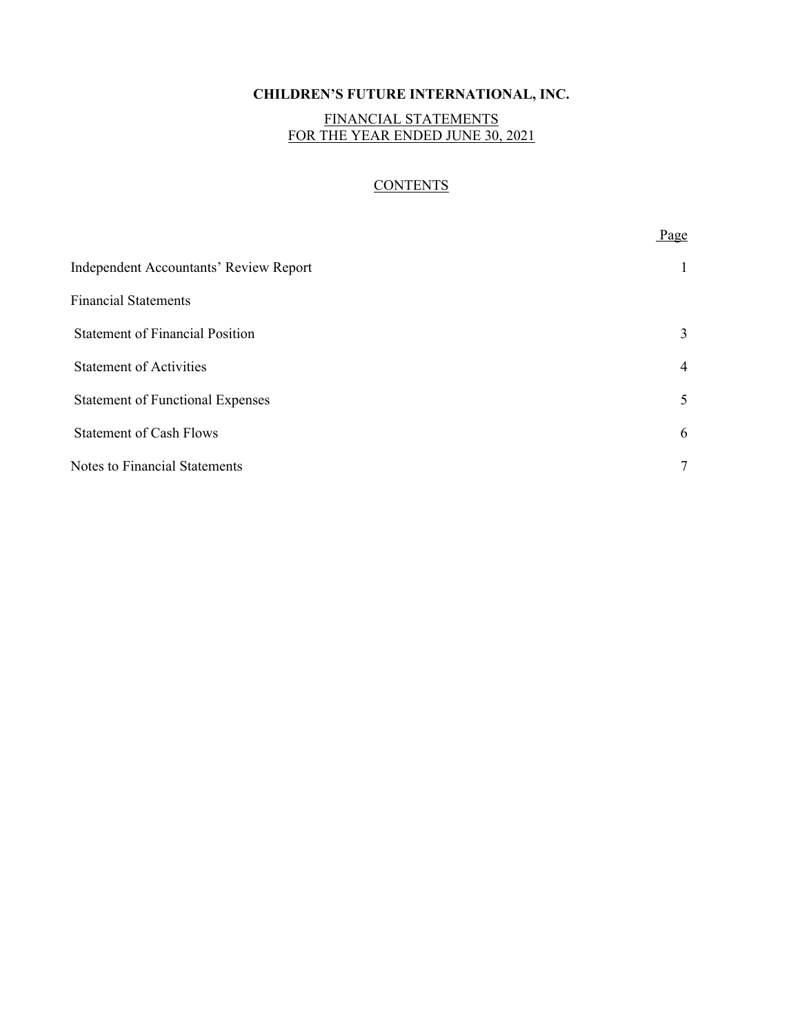**CHILDREN'S FUTURE INTERNATIONAL, INC.**

FINANCIAL STATEMENTS
FOR THE YEAR ENDED JUNE 30, 2021

CONTENTS

| | Page |
|---|---|
| Independent Accountants' Review Report | 1 |
| Financial Statements | |
| Statement of Financial Position | 3 |
| Statement of Activities | 4 |
| Statement of Functional Expenses | 5 |
| Statement of Cash Flows | 6 |
| Notes to Financial Statements | 7 |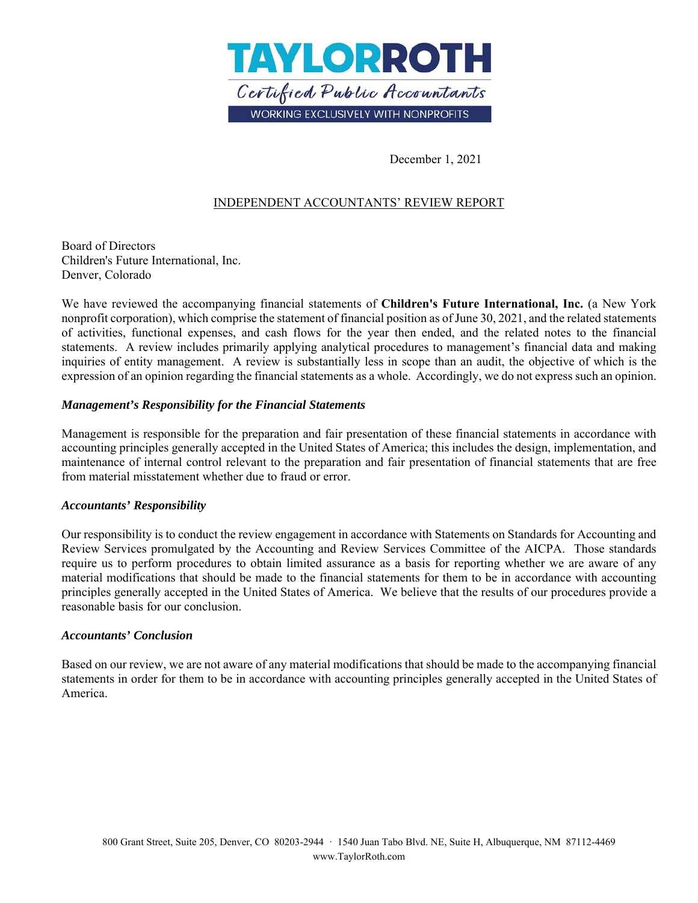TAYLORROTH

Certified Public Accountants

WORKING EXCLUSIVELY WITH NONPROFITS

December 1, 2021

## INDEPENDENT ACCOUNTANTS' REVIEW REPORT

Board of Directors
Children's Future International, Inc.
Denver, Colorado

We have reviewed the accompanying financial statements of **Children's Future International, Inc.** (a New York nonprofit corporation), which comprise the statement of financial position as of June 30, 2021, and the related statements of activities, functional expenses, and cash flows for the year then ended, and the related notes to the financial statements. A review includes primarily applying analytical procedures to management's financial data and making inquiries of entity management. A review is substantially less in scope than an audit, the objective of which is the expression of an opinion regarding the financial statements as a whole. Accordingly, we do not express such an opinion.

***Management's Responsibility for the Financial Statements***

Management is responsible for the preparation and fair presentation of these financial statements in accordance with accounting principles generally accepted in the United States of America; this includes the design, implementation, and maintenance of internal control relevant to the preparation and fair presentation of financial statements that are free from material misstatement whether due to fraud or error.

***Accountants' Responsibility***

Our responsibility is to conduct the review engagement in accordance with Statements on Standards for Accounting and Review Services promulgated by the Accounting and Review Services Committee of the AICPA. Those standards require us to perform procedures to obtain limited assurance as a basis for reporting whether we are aware of any material modifications that should be made to the financial statements for them to be in accordance with accounting principles generally accepted in the United States of America. We believe that the results of our procedures provide a reasonable basis for our conclusion.

***Accountants' Conclusion***

Based on our review, we are not aware of any material modifications that should be made to the accompanying financial statements in order for them to be in accordance with accounting principles generally accepted in the United States of America.

800 Grant Street, Suite 205, Denver, CO 80203-2944 · 1540 Juan Tabo Blvd. NE, Suite H, Albuquerque, NM 87112-4469
www.TaylorRoth.com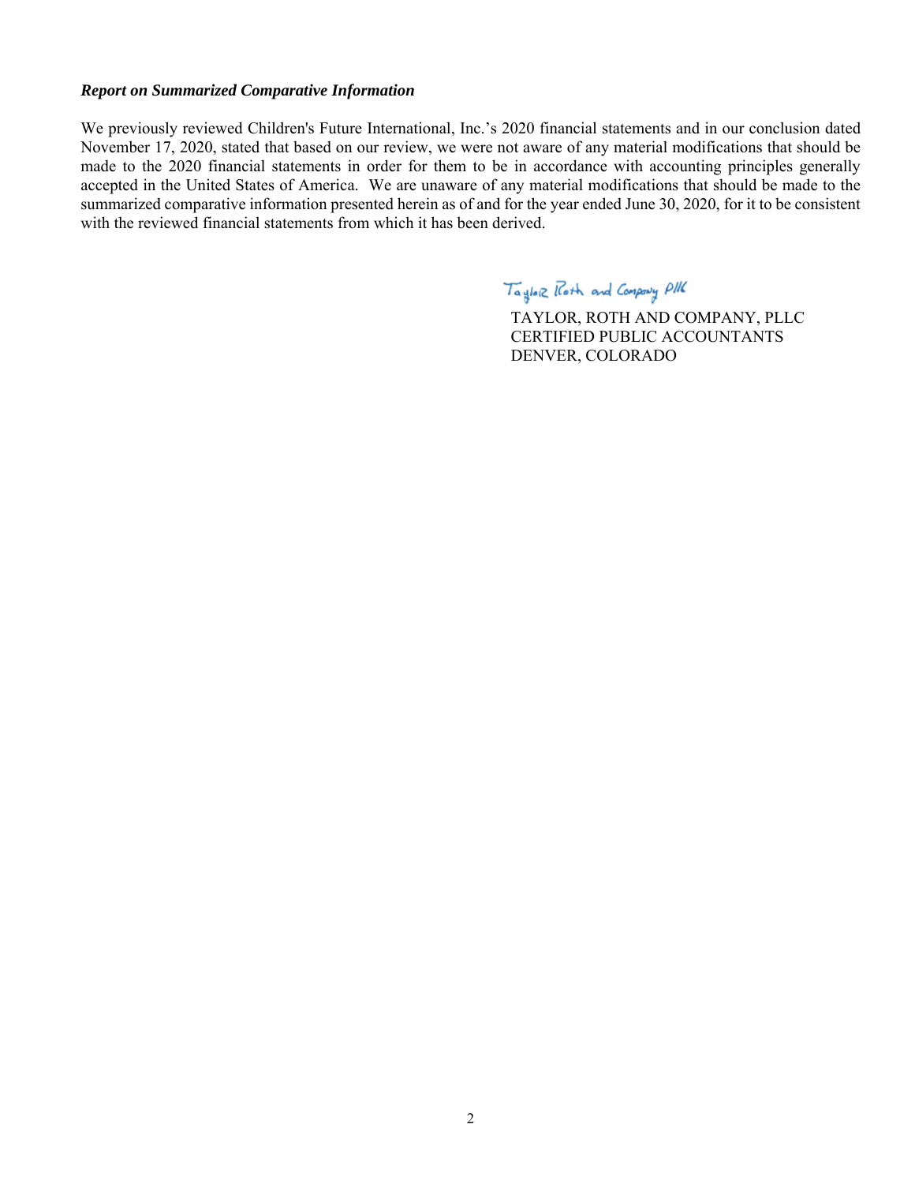***Report on Summarized Comparative Information***

We previously reviewed Children's Future International, Inc.'s 2020 financial statements and in our conclusion dated November 17, 2020, stated that based on our review, we were not aware of any material modifications that should be made to the 2020 financial statements in order for them to be in accordance with accounting principles generally accepted in the United States of America. We are unaware of any material modifications that should be made to the summarized comparative information presented herein as of and for the year ended June 30, 2020, for it to be consistent with the reviewed financial statements from which it has been derived.

Taylor Roth and Company PLLC

TAYLOR, ROTH AND COMPANY, PLLC
CERTIFIED PUBLIC ACCOUNTANTS
DENVER, COLORADO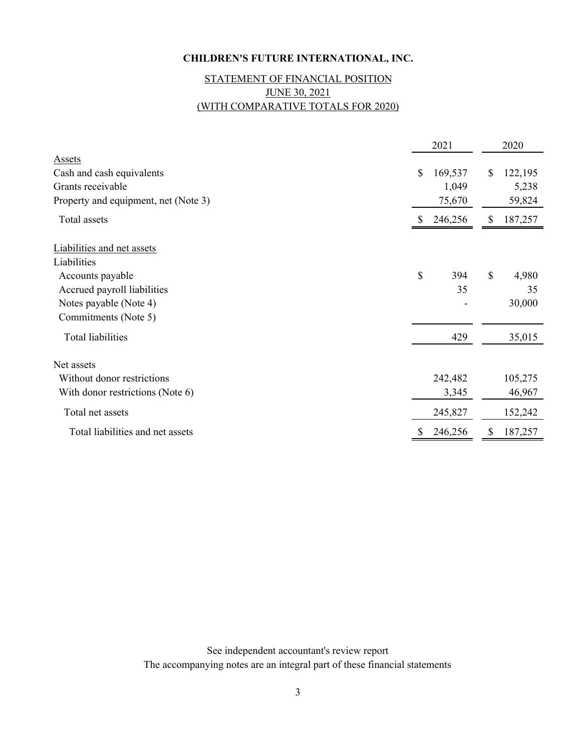**CHILDREN'S FUTURE INTERNATIONAL, INC.**

STATEMENT OF FINANCIAL POSITION
JUNE 30, 2021
(WITH COMPARATIVE TOTALS FOR 2020)

| | 2021 | 2020 |
|---|---|---|
| Assets | | |
| Cash and cash equivalents | $ 169,537 | $ 122,195 |
| Grants receivable | 1,049 | 5,238 |
| Property and equipment, net (Note 3) | 75,670 | 59,824 |
| Total assets | $ 246,256 | $ 187,257 |
| Liabilities and net assets | | |
| Liabilities | | |
| Accounts payable | $ 394 | $ 4,980 |
| Accrued payroll liabilities | 35 | 35 |
| Notes payable (Note 4) | - | 30,000 |
| Commitments (Note 5) | | |
| Total liabilities | 429 | 35,015 |
| Net assets | | |
| Without donor restrictions | 242,482 | 105,275 |
| With donor restrictions (Note 6) | 3,345 | 46,967 |
| Total net assets | 245,827 | 152,242 |
| Total liabilities and net assets | $ 246,256 | $ 187,257 |

See independent accountant's review report
The accompanying notes are an integral part of these financial statements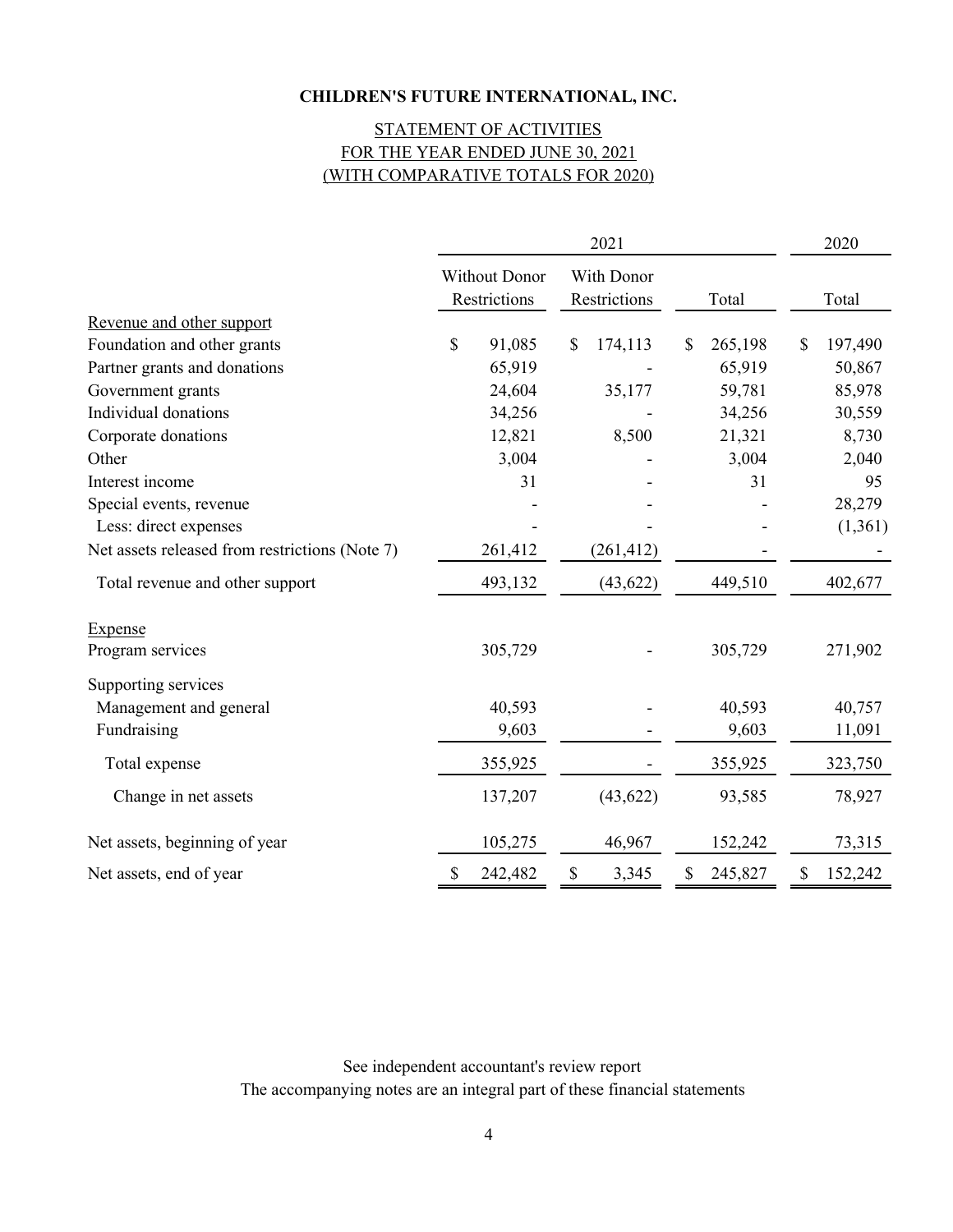**CHILDREN'S FUTURE INTERNATIONAL, INC.**

STATEMENT OF ACTIVITIES
FOR THE YEAR ENDED JUNE 30, 2021
(WITH COMPARATIVE TOTALS FOR 2020)

| | 2021 | | | 2020 |
|---|---|---|---|---|
| | Without Donor Restrictions | With Donor Restrictions | Total | Total |
| Revenue and other support | | | | |
| Foundation and other grants | $ 91,085 | $ 174,113 | $ 265,198 | $ 197,490 |
| Partner grants and donations | 65,919 | - | 65,919 | 50,867 |
| Government grants | 24,604 | 35,177 | 59,781 | 85,978 |
| Individual donations | 34,256 | - | 34,256 | 30,559 |
| Corporate donations | 12,821 | 8,500 | 21,321 | 8,730 |
| Other | 3,004 | - | 3,004 | 2,040 |
| Interest income | 31 | - | 31 | 95 |
| Special events, revenue | - | - | - | 28,279 |
| Less: direct expenses | - | - | - | (1,361) |
| Net assets released from restrictions (Note 7) | 261,412 | (261,412) | - | - |
| Total revenue and other support | 493,132 | (43,622) | 449,510 | 402,677 |
| Expense | | | | |
| Program services | 305,729 | - | 305,729 | 271,902 |
| Supporting services | | | | |
| Management and general | 40,593 | - | 40,593 | 40,757 |
| Fundraising | 9,603 | - | 9,603 | 11,091 |
| Total expense | 355,925 | - | 355,925 | 323,750 |
| Change in net assets | 137,207 | (43,622) | 93,585 | 78,927 |
| Net assets, beginning of year | 105,275 | 46,967 | 152,242 | 73,315 |
| Net assets, end of year | $ 242,482 | $ 3,345 | $ 245,827 | $ 152,242 |

See independent accountant's review report
The accompanying notes are an integral part of these financial statements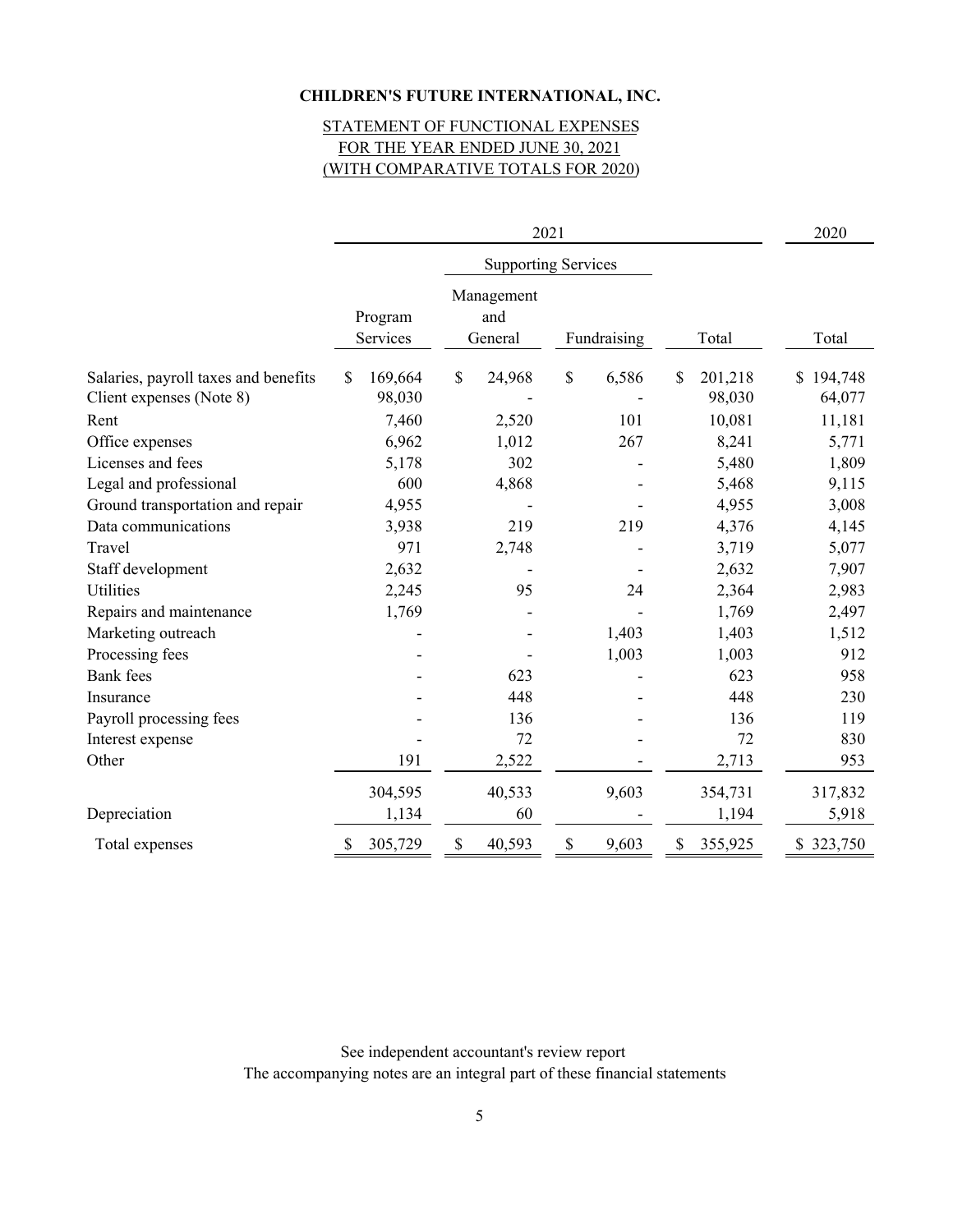**CHILDREN'S FUTURE INTERNATIONAL, INC.**

STATEMENT OF FUNCTIONAL EXPENSES
FOR THE YEAR ENDED JUNE 30, 2021
(WITH COMPARATIVE TOTALS FOR 2020)

| | 2021 | | | | 2020 |
|---|---|---|---|---|---|
| | | Supporting Services | | | |
| | Program Services | Management and General | Fundraising | Total | Total |
| Salaries, payroll taxes and benefits | $ 169,664 | $ 24,968 | $ 6,586 | $ 201,218 | $ 194,748 |
| Client expenses (Note 8) | 98,030 | - | - | 98,030 | 64,077 |
| Rent | 7,460 | 2,520 | 101 | 10,081 | 11,181 |
| Office expenses | 6,962 | 1,012 | 267 | 8,241 | 5,771 |
| Licenses and fees | 5,178 | 302 | - | 5,480 | 1,809 |
| Legal and professional | 600 | 4,868 | - | 5,468 | 9,115 |
| Ground transportation and repair | 4,955 | - | - | 4,955 | 3,008 |
| Data communications | 3,938 | 219 | 219 | 4,376 | 4,145 |
| Travel | 971 | 2,748 | - | 3,719 | 5,077 |
| Staff development | 2,632 | - | - | 2,632 | 7,907 |
| Utilities | 2,245 | 95 | 24 | 2,364 | 2,983 |
| Repairs and maintenance | 1,769 | - | - | 1,769 | 2,497 |
| Marketing outreach | - | - | 1,403 | 1,403 | 1,512 |
| Processing fees | - | - | 1,003 | 1,003 | 912 |
| Bank fees | - | 623 | - | 623 | 958 |
| Insurance | - | 448 | - | 448 | 230 |
| Payroll processing fees | - | 136 | - | 136 | 119 |
| Interest expense | - | 72 | - | 72 | 830 |
| Other | 191 | 2,522 | - | 2,713 | 953 |
| | 304,595 | 40,533 | 9,603 | 354,731 | 317,832 |
| Depreciation | 1,134 | 60 | - | 1,194 | 5,918 |
| Total expenses | $ 305,729 | $ 40,593 | $ 9,603 | $ 355,925 | $ 323,750 |

See independent accountant's review report
The accompanying notes are an integral part of these financial statements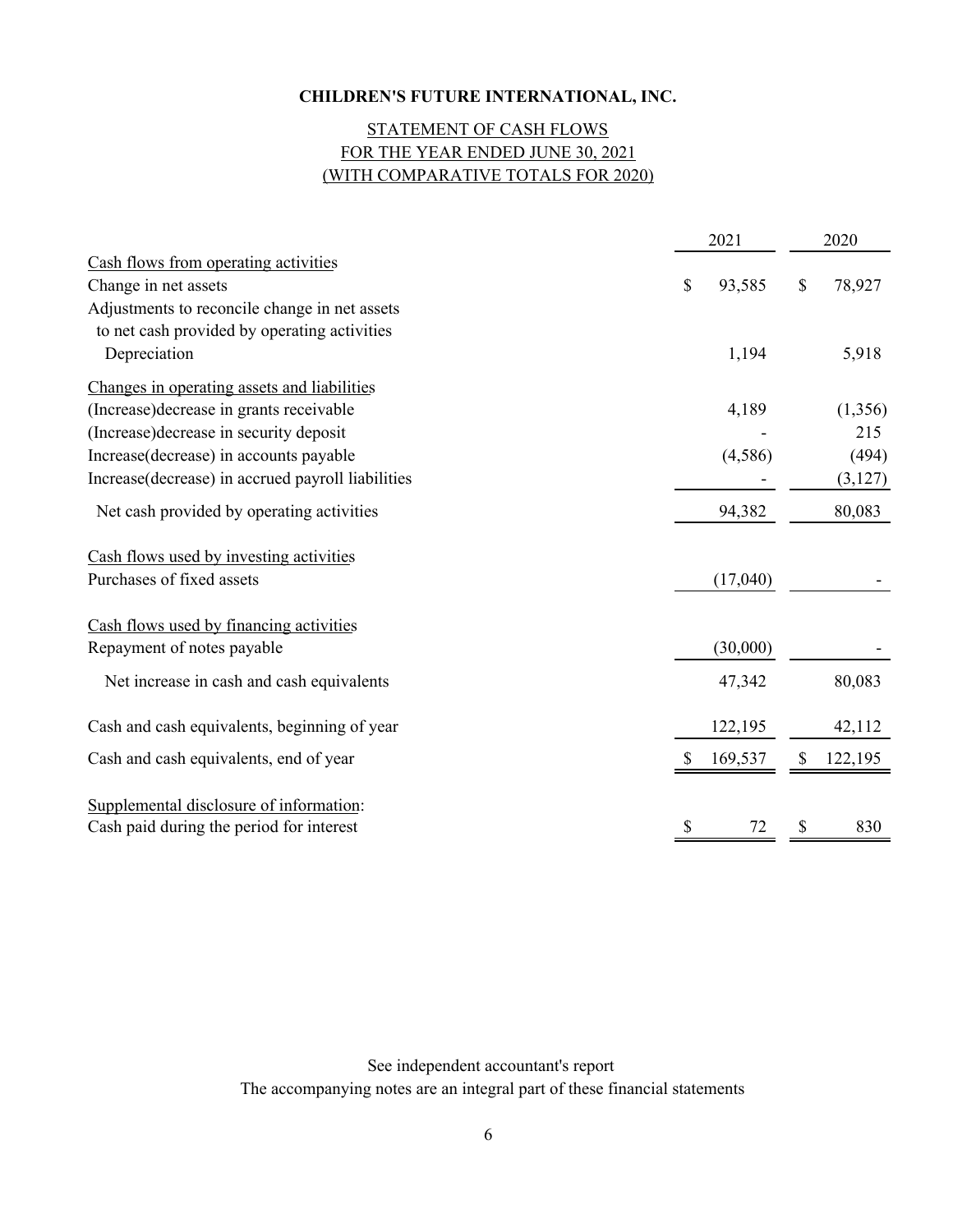**CHILDREN'S FUTURE INTERNATIONAL, INC.**

STATEMENT OF CASH FLOWS
FOR THE YEAR ENDED JUNE 30, 2021
(WITH COMPARATIVE TOTALS FOR 2020)

| | 2021 | 2020 |
|---|---|---|
| Cash flows from operating activities | | |
| Change in net assets | $ 93,585 | $ 78,927 |
| Adjustments to reconcile change in net assets to net cash provided by operating activities | | |
| Depreciation | 1,194 | 5,918 |
| Changes in operating assets and liabilities | | |
| (Increase)decrease in grants receivable | 4,189 | (1,356) |
| (Increase)decrease in security deposit | - | 215 |
| Increase(decrease) in accounts payable | (4,586) | (494) |
| Increase(decrease) in accrued payroll liabilities | - | (3,127) |
| Net cash provided by operating activities | 94,382 | 80,083 |
| Cash flows used by investing activities | | |
| Purchases of fixed assets | (17,040) | - |
| Cash flows used by financing activities | | |
| Repayment of notes payable | (30,000) | - |
| Net increase in cash and cash equivalents | 47,342 | 80,083 |
| Cash and cash equivalents, beginning of year | 122,195 | 42,112 |
| Cash and cash equivalents, end of year | $ 169,537 | $ 122,195 |
| Supplemental disclosure of information: | | |
| Cash paid during the period for interest | $ 72 | $ 830 |

See independent accountant's report
The accompanying notes are an integral part of these financial statements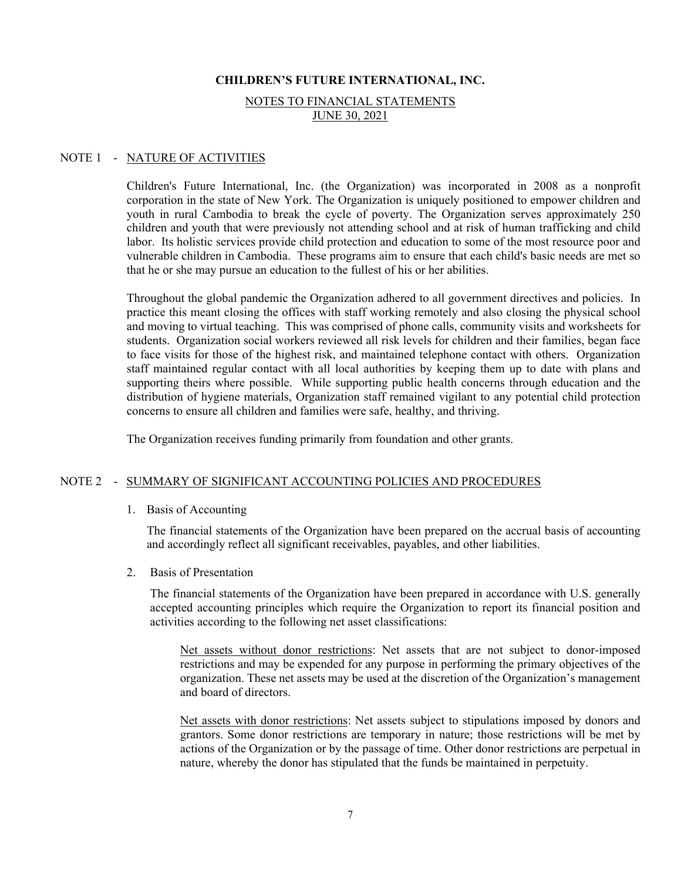# CHILDREN'S FUTURE INTERNATIONAL, INC.

## NOTES TO FINANCIAL STATEMENTS
## JUNE 30, 2021

### NOTE 1 - NATURE OF ACTIVITIES

Children's Future International, Inc. (the Organization) was incorporated in 2008 as a nonprofit corporation in the state of New York. The Organization is uniquely positioned to empower children and youth in rural Cambodia to break the cycle of poverty. The Organization serves approximately 250 children and youth that were previously not attending school and at risk of human trafficking and child labor. Its holistic services provide child protection and education to some of the most resource poor and vulnerable children in Cambodia. These programs aim to ensure that each child's basic needs are met so that he or she may pursue an education to the fullest of his or her abilities.

Throughout the global pandemic the Organization adhered to all government directives and policies. In practice this meant closing the offices with staff working remotely and also closing the physical school and moving to virtual teaching. This was comprised of phone calls, community visits and worksheets for students. Organization social workers reviewed all risk levels for children and their families, began face to face visits for those of the highest risk, and maintained telephone contact with others. Organization staff maintained regular contact with all local authorities by keeping them up to date with plans and supporting theirs where possible. While supporting public health concerns through education and the distribution of hygiene materials, Organization staff remained vigilant to any potential child protection concerns to ensure all children and families were safe, healthy, and thriving.

The Organization receives funding primarily from foundation and other grants.

### NOTE 2 - SUMMARY OF SIGNIFICANT ACCOUNTING POLICIES AND PROCEDURES

1. Basis of Accounting

   The financial statements of the Organization have been prepared on the accrual basis of accounting and accordingly reflect all significant receivables, payables, and other liabilities.

2. Basis of Presentation

   The financial statements of the Organization have been prepared in accordance with U.S. generally accepted accounting principles which require the Organization to report its financial position and activities according to the following net asset classifications:

   Net assets without donor restrictions: Net assets that are not subject to donor-imposed restrictions and may be expended for any purpose in performing the primary objectives of the organization. These net assets may be used at the discretion of the Organization's management and board of directors.

   Net assets with donor restrictions: Net assets subject to stipulations imposed by donors and grantors. Some donor restrictions are temporary in nature; those restrictions will be met by actions of the Organization or by the passage of time. Other donor restrictions are perpetual in nature, whereby the donor has stipulated that the funds be maintained in perpetuity.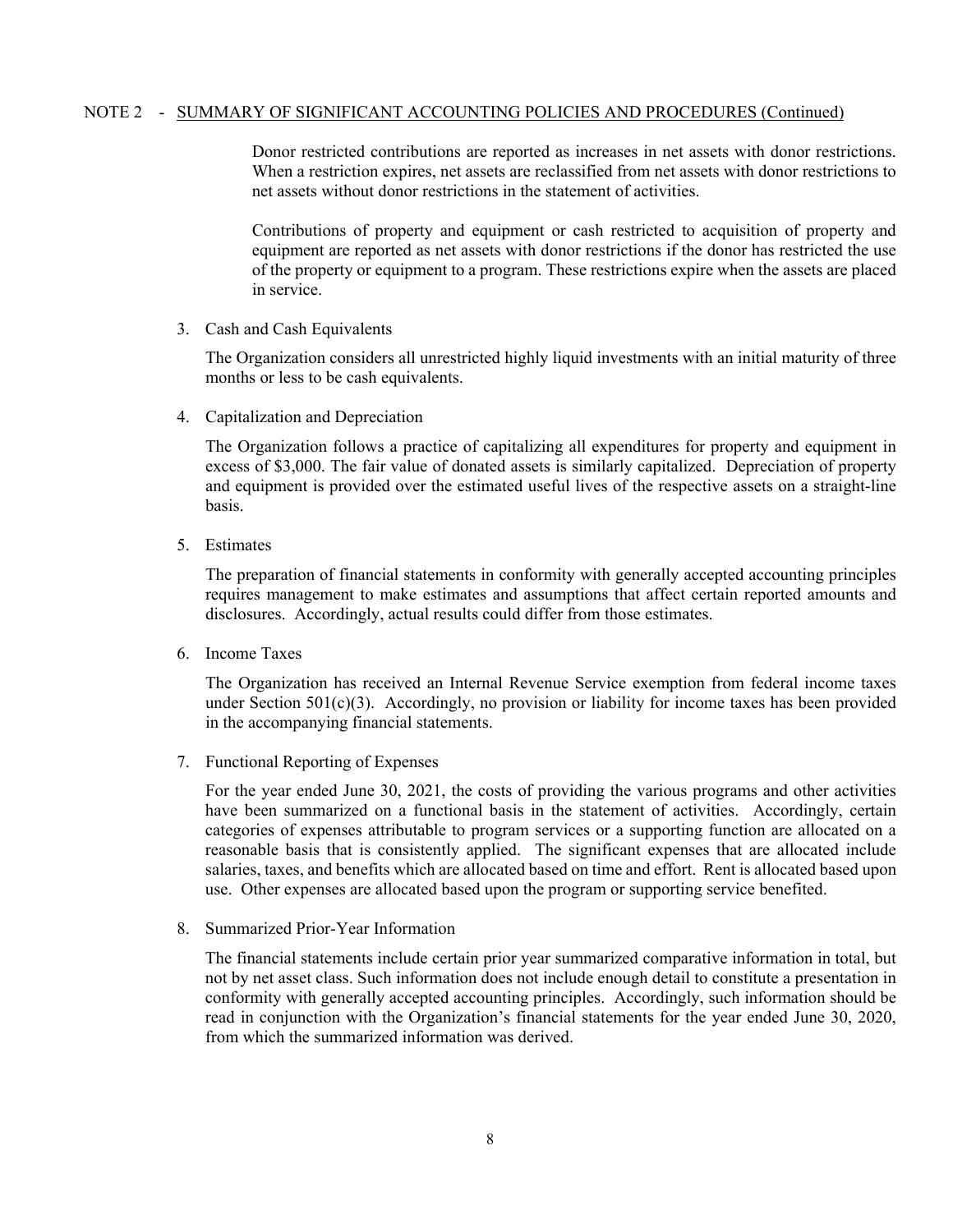NOTE 2 - SUMMARY OF SIGNIFICANT ACCOUNTING POLICIES AND PROCEDURES (Continued)

Donor restricted contributions are reported as increases in net assets with donor restrictions. When a restriction expires, net assets are reclassified from net assets with donor restrictions to net assets without donor restrictions in the statement of activities.

Contributions of property and equipment or cash restricted to acquisition of property and equipment are reported as net assets with donor restrictions if the donor has restricted the use of the property or equipment to a program. These restrictions expire when the assets are placed in service.

3. Cash and Cash Equivalents

   The Organization considers all unrestricted highly liquid investments with an initial maturity of three months or less to be cash equivalents.

4. Capitalization and Depreciation

   The Organization follows a practice of capitalizing all expenditures for property and equipment in excess of $3,000. The fair value of donated assets is similarly capitalized. Depreciation of property and equipment is provided over the estimated useful lives of the respective assets on a straight-line basis.

5. Estimates

   The preparation of financial statements in conformity with generally accepted accounting principles requires management to make estimates and assumptions that affect certain reported amounts and disclosures. Accordingly, actual results could differ from those estimates.

6. Income Taxes

   The Organization has received an Internal Revenue Service exemption from federal income taxes under Section 501(c)(3). Accordingly, no provision or liability for income taxes has been provided in the accompanying financial statements.

7. Functional Reporting of Expenses

   For the year ended June 30, 2021, the costs of providing the various programs and other activities have been summarized on a functional basis in the statement of activities. Accordingly, certain categories of expenses attributable to program services or a supporting function are allocated on a reasonable basis that is consistently applied. The significant expenses that are allocated include salaries, taxes, and benefits which are allocated based on time and effort. Rent is allocated based upon use. Other expenses are allocated based upon the program or supporting service benefited.

8. Summarized Prior-Year Information

   The financial statements include certain prior year summarized comparative information in total, but not by net asset class. Such information does not include enough detail to constitute a presentation in conformity with generally accepted accounting principles. Accordingly, such information should be read in conjunction with the Organization's financial statements for the year ended June 30, 2020, from which the summarized information was derived.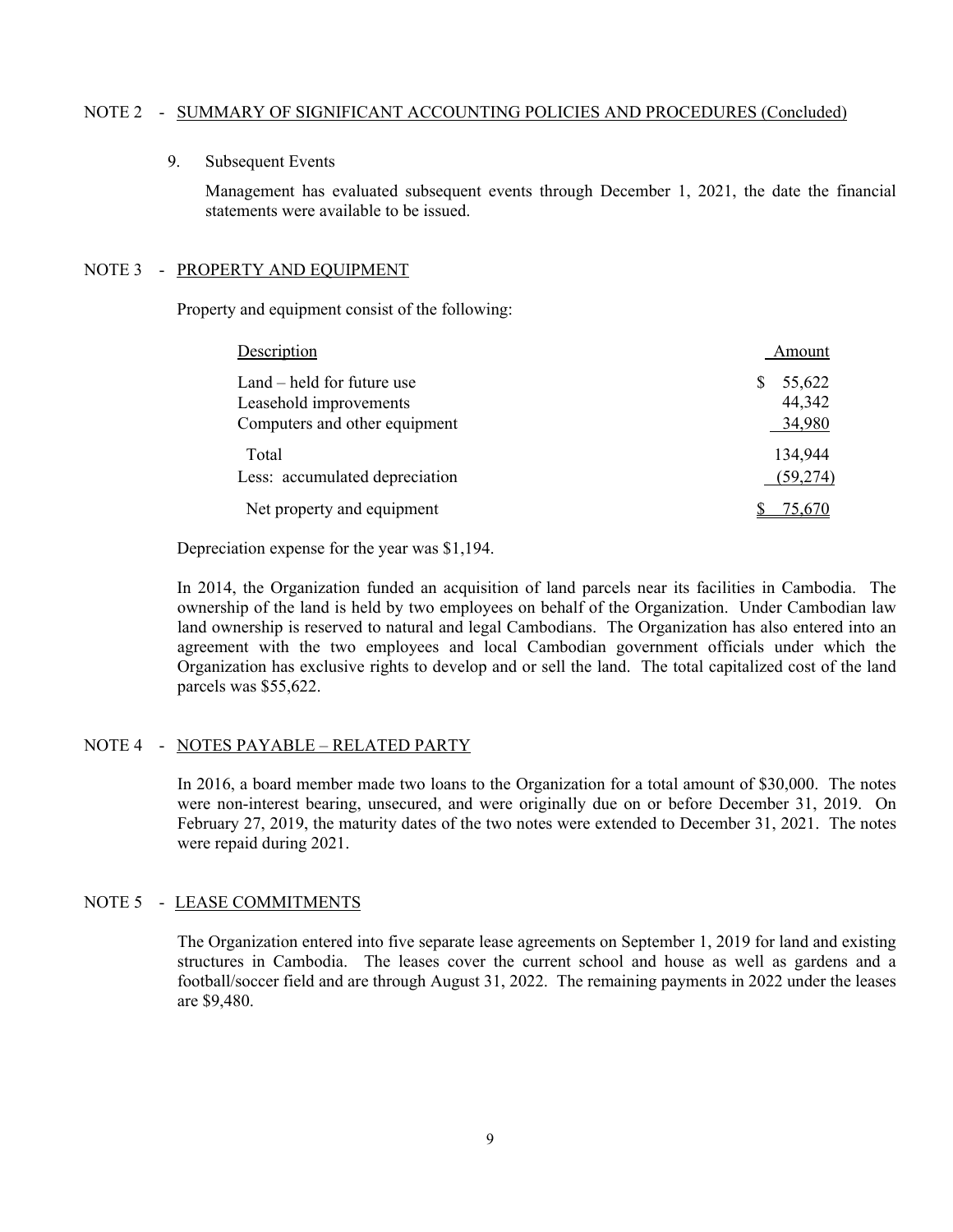## NOTE 2 - SUMMARY OF SIGNIFICANT ACCOUNTING POLICIES AND PROCEDURES (Concluded)

9. Subsequent Events

   Management has evaluated subsequent events through December 1, 2021, the date the financial statements were available to be issued.

## NOTE 3 - PROPERTY AND EQUIPMENT

Property and equipment consist of the following:

| Description | Amount |
| --- | --- |
| Land – held for future use | $ 55,622 |
| Leasehold improvements | 44,342 |
| Computers and other equipment | 34,980 |
| Total | 134,944 |
| Less: accumulated depreciation | (59,274) |
| Net property and equipment | $ 75,670 |

Depreciation expense for the year was $1,194.

In 2014, the Organization funded an acquisition of land parcels near its facilities in Cambodia. The ownership of the land is held by two employees on behalf of the Organization. Under Cambodian law land ownership is reserved to natural and legal Cambodians. The Organization has also entered into an agreement with the two employees and local Cambodian government officials under which the Organization has exclusive rights to develop and or sell the land. The total capitalized cost of the land parcels was $55,622.

## NOTE 4 - NOTES PAYABLE – RELATED PARTY

In 2016, a board member made two loans to the Organization for a total amount of $30,000. The notes were non-interest bearing, unsecured, and were originally due on or before December 31, 2019. On February 27, 2019, the maturity dates of the two notes were extended to December 31, 2021. The notes were repaid during 2021.

## NOTE 5 - LEASE COMMITMENTS

The Organization entered into five separate lease agreements on September 1, 2019 for land and existing structures in Cambodia. The leases cover the current school and house as well as gardens and a football/soccer field and are through August 31, 2022. The remaining payments in 2022 under the leases are $9,480.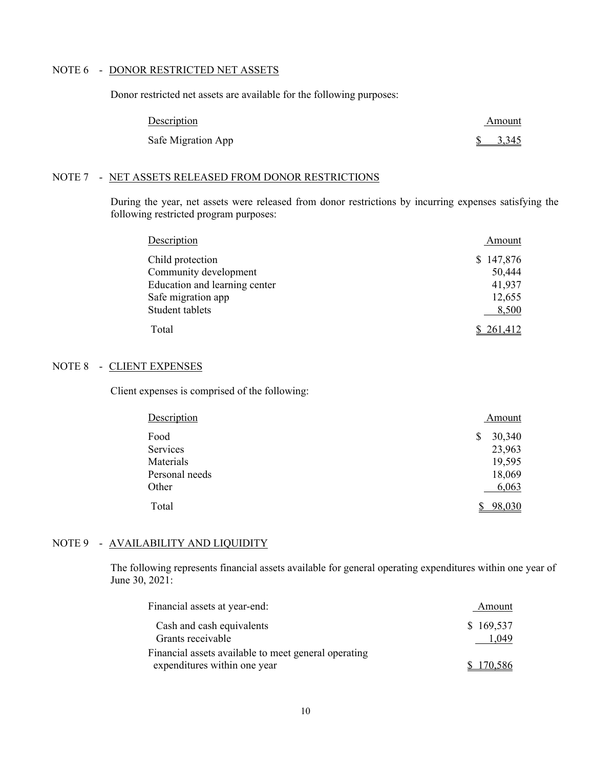## NOTE 6 - DONOR RESTRICTED NET ASSETS

Donor restricted net assets are available for the following purposes:

| Description | Amount |
|---|---|
| Safe Migration App | $ 3,345 |

## NOTE 7 - NET ASSETS RELEASED FROM DONOR RESTRICTIONS

During the year, net assets were released from donor restrictions by incurring expenses satisfying the following restricted program purposes:

| Description | Amount |
|---|---|
| Child protection | $ 147,876 |
| Community development | 50,444 |
| Education and learning center | 41,937 |
| Safe migration app | 12,655 |
| Student tablets | 8,500 |
| Total | $ 261,412 |

## NOTE 8 - CLIENT EXPENSES

Client expenses is comprised of the following:

| Description | Amount |
|---|---|
| Food | $ 30,340 |
| Services | 23,963 |
| Materials | 19,595 |
| Personal needs | 18,069 |
| Other | 6,063 |
| Total | $ 98,030 |

## NOTE 9 - AVAILABILITY AND LIQUIDITY

The following represents financial assets available for general operating expenditures within one year of June 30, 2021:

| Financial assets at year-end: | Amount |
|---|---|
| Cash and cash equivalents | $ 169,537 |
| Grants receivable | 1,049 |
| Financial assets available to meet general operating expenditures within one year | $ 170,586 |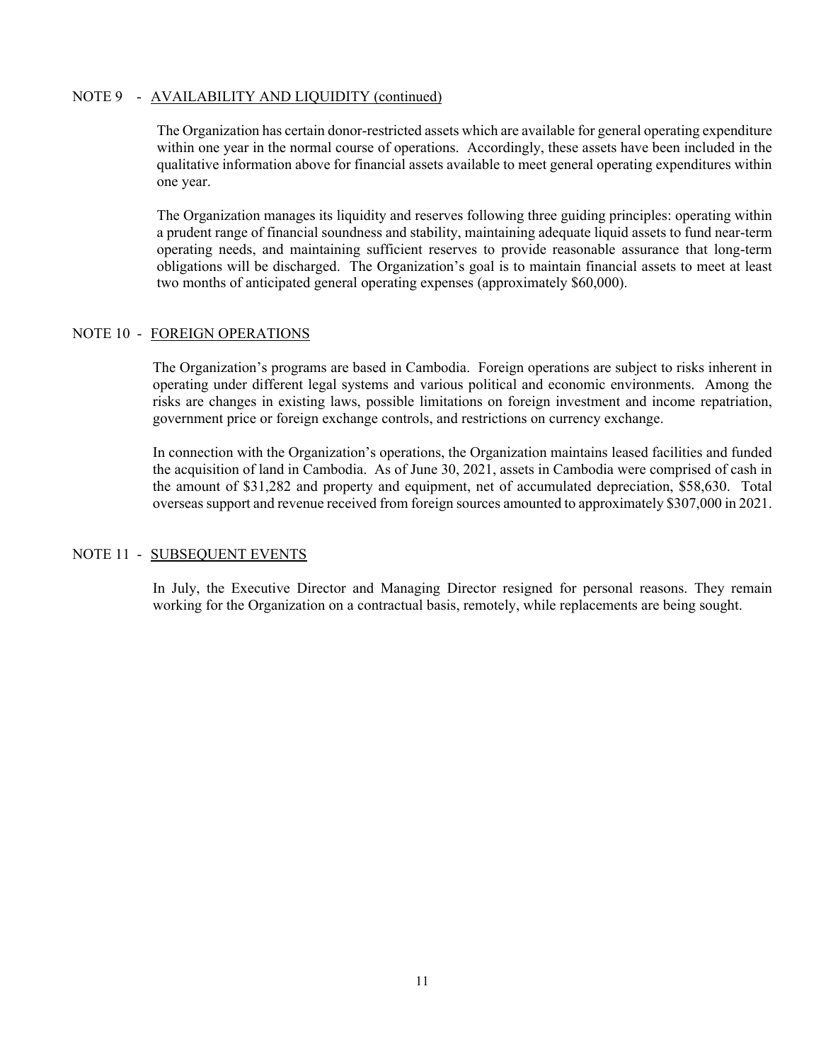## NOTE 9 - AVAILABILITY AND LIQUIDITY (continued)

The Organization has certain donor-restricted assets which are available for general operating expenditure within one year in the normal course of operations. Accordingly, these assets have been included in the qualitative information above for financial assets available to meet general operating expenditures within one year.

The Organization manages its liquidity and reserves following three guiding principles: operating within a prudent range of financial soundness and stability, maintaining adequate liquid assets to fund near-term operating needs, and maintaining sufficient reserves to provide reasonable assurance that long-term obligations will be discharged. The Organization's goal is to maintain financial assets to meet at least two months of anticipated general operating expenses (approximately $60,000).

## NOTE 10 - FOREIGN OPERATIONS

The Organization's programs are based in Cambodia. Foreign operations are subject to risks inherent in operating under different legal systems and various political and economic environments. Among the risks are changes in existing laws, possible limitations on foreign investment and income repatriation, government price or foreign exchange controls, and restrictions on currency exchange.

In connection with the Organization's operations, the Organization maintains leased facilities and funded the acquisition of land in Cambodia. As of June 30, 2021, assets in Cambodia were comprised of cash in the amount of $31,282 and property and equipment, net of accumulated depreciation, $58,630. Total overseas support and revenue received from foreign sources amounted to approximately $307,000 in 2021.

## NOTE 11 - SUBSEQUENT EVENTS

In July, the Executive Director and Managing Director resigned for personal reasons. They remain working for the Organization on a contractual basis, remotely, while replacements are being sought.